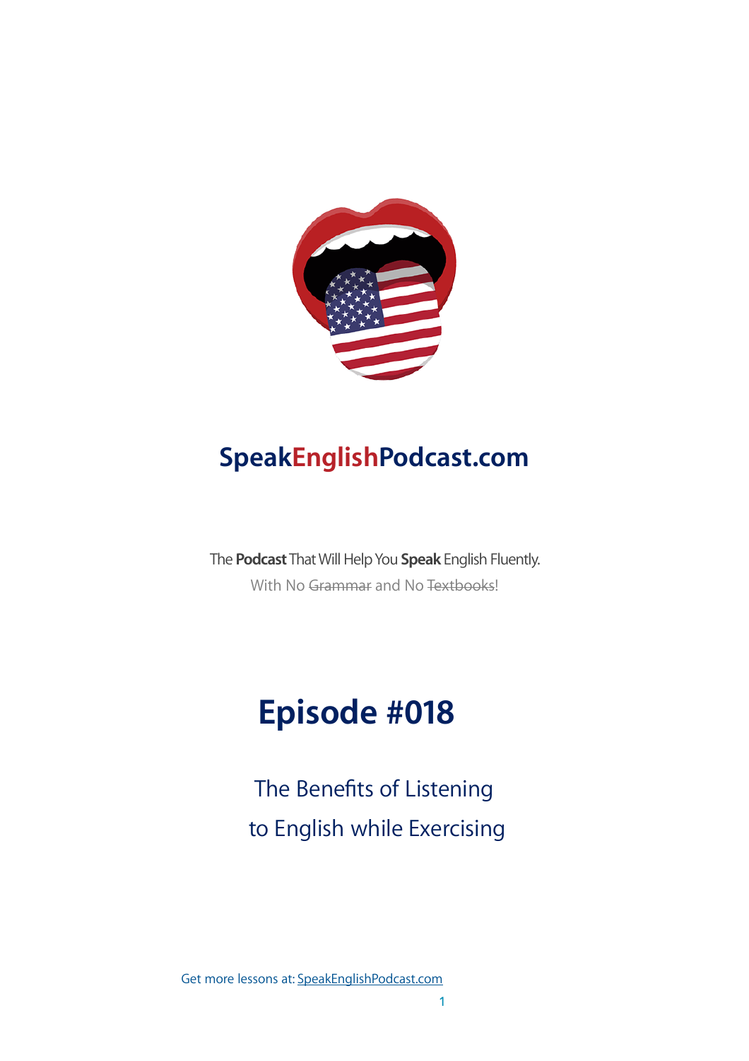# SpeakEnglishPodcast.com

The **Podcast** That Will Help You **Speak** English Fluently.

With No ~~Grammar~~ and No ~~Textbooks~~!

## Episode #018

The Benefits of Listening to English while Exercising

Get more lessons at: [SpeakEnglishPodcast.com](SpeakEnglishPodcast.com)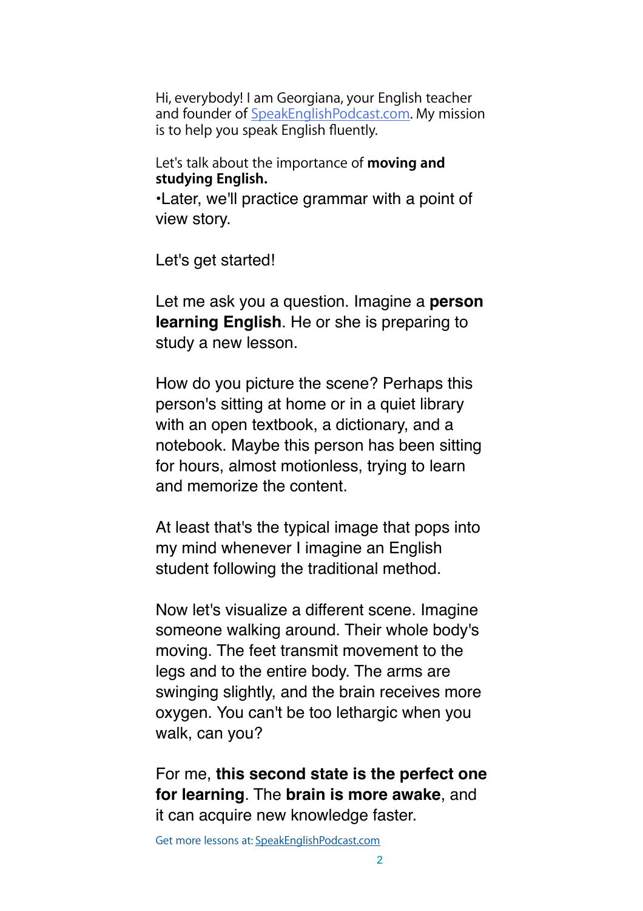Hi, everybody! I am Georgiana, your English teacher and founder of [SpeakEnglishPodcast.com](http://SpeakEnglishPodcast.com). My mission is to help you speak English fluently.

Let's talk about the importance of **moving and studying English.**

•Later, we'll practice grammar with a point of view story.

Let's get started!

Let me ask you a question. Imagine a **person learning English**. He or she is preparing to study a new lesson.

How do you picture the scene? Perhaps this person's sitting at home or in a quiet library with an open textbook, a dictionary, and a notebook. Maybe this person has been sitting for hours, almost motionless, trying to learn and memorize the content.

At least that's the typical image that pops into my mind whenever I imagine an English student following the traditional method.

Now let's visualize a different scene. Imagine someone walking around. Their whole body's moving. The feet transmit movement to the legs and to the entire body. The arms are swinging slightly, and the brain receives more oxygen. You can't be too lethargic when you walk, can you?

For me, **this second state is the perfect one for learning**. The **brain is more awake**, and it can acquire new knowledge faster.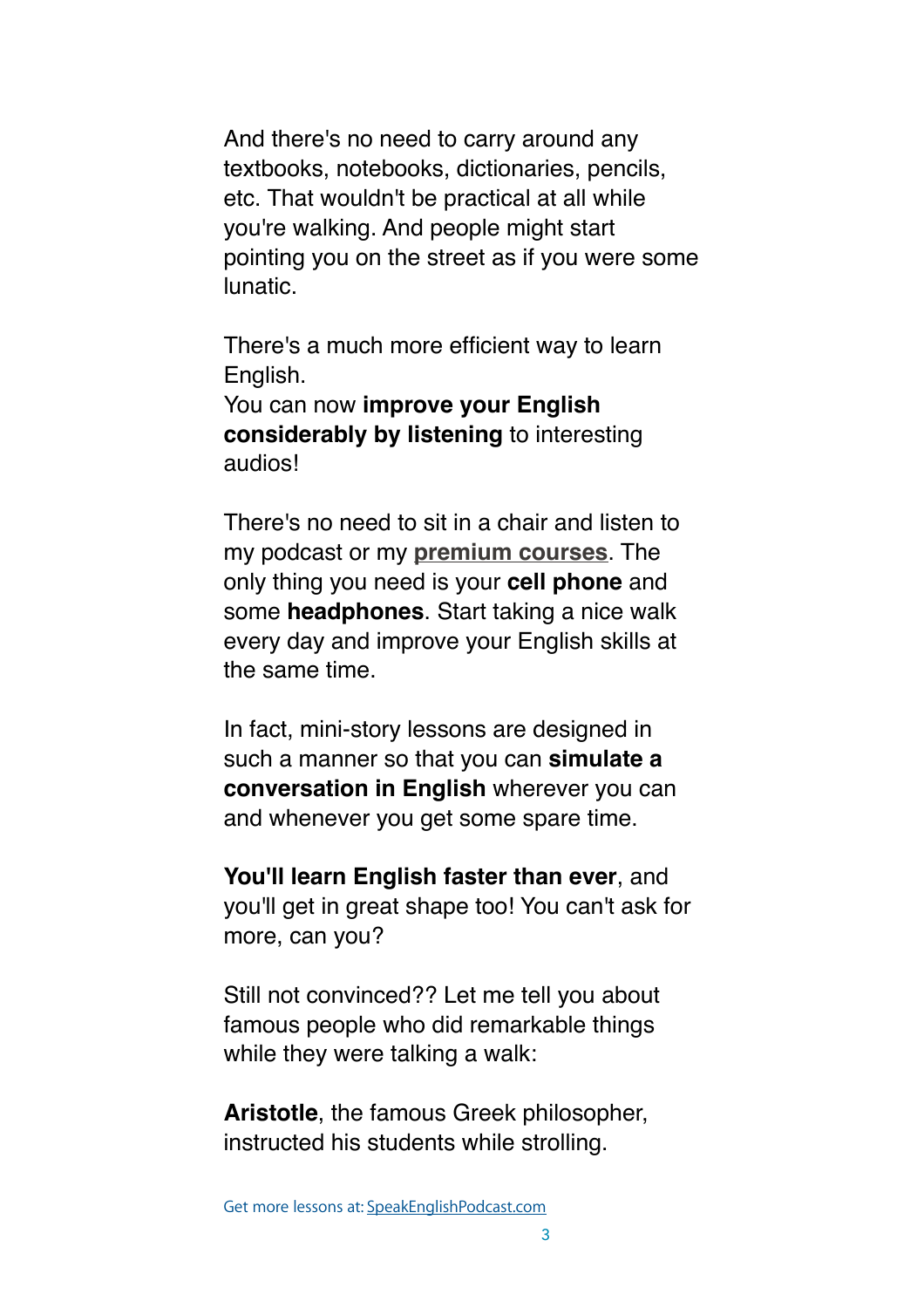And there's no need to carry around any textbooks, notebooks, dictionaries, pencils, etc. That wouldn't be practical at all while you're walking. And people might start pointing you on the street as if you were some lunatic.

There's a much more efficient way to learn English.
You can now **improve your English considerably by listening** to interesting audios!

There's no need to sit in a chair and listen to my podcast or my **premium courses**. The only thing you need is your **cell phone** and some **headphones**. Start taking a nice walk every day and improve your English skills at the same time.

In fact, mini-story lessons are designed in such a manner so that you can **simulate a conversation in English** wherever you can and whenever you get some spare time.

**You'll learn English faster than ever**, and you'll get in great shape too! You can't ask for more, can you?

Still not convinced?? Let me tell you about famous people who did remarkable things while they were talking a walk:

**Aristotle**, the famous Greek philosopher, instructed his students while strolling.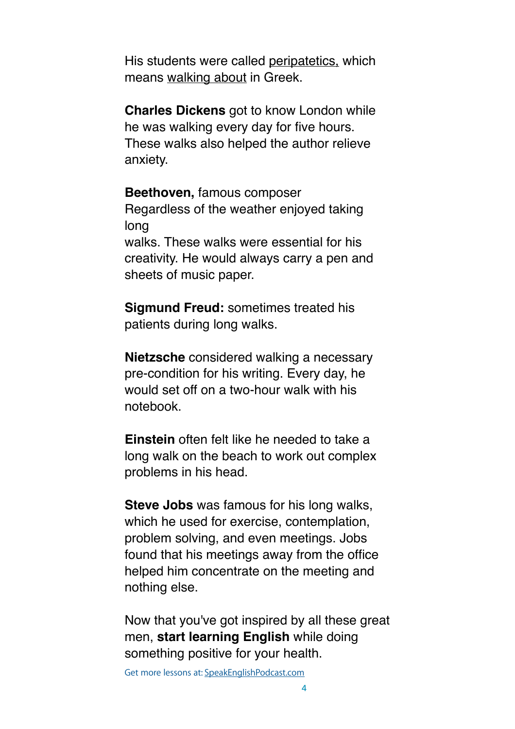His students were called peripatetics, which means walking about in Greek.

**Charles Dickens** got to know London while he was walking every day for five hours. These walks also helped the author relieve anxiety.

**Beethoven,** famous composer
Regardless of the weather enjoyed taking long
walks. These walks were essential for his creativity. He would always carry a pen and sheets of music paper.

**Sigmund Freud:** sometimes treated his patients during long walks.

**Nietzsche** considered walking a necessary pre-condition for his writing. Every day, he would set off on a two-hour walk with his notebook.

**Einstein** often felt like he needed to take a long walk on the beach to work out complex problems in his head.

**Steve Jobs** was famous for his long walks, which he used for exercise, contemplation, problem solving, and even meetings. Jobs found that his meetings away from the office helped him concentrate on the meeting and nothing else.

Now that you've got inspired by all these great men, **start learning English** while doing something positive for your health.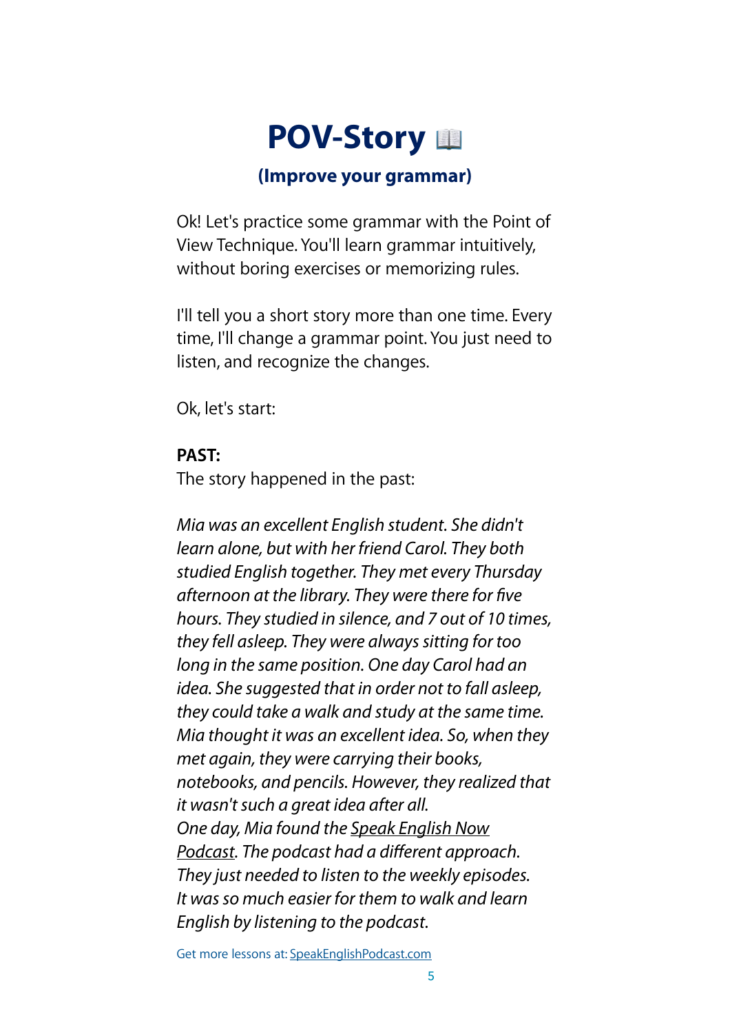# POV-Story 📖

### (Improve your grammar)

Ok! Let's practice some grammar with the Point of View Technique. You'll learn grammar intuitively, without boring exercises or memorizing rules.

I'll tell you a short story more than one time. Every time, I'll change a grammar point. You just need to listen, and recognize the changes.

Ok, let's start:

**PAST:**
The story happened in the past:

*Mia was an excellent English student. She didn't learn alone, but with her friend Carol. They both studied English together. They met every Thursday afternoon at the library. They were there for five hours. They studied in silence, and 7 out of 10 times, they fell asleep. They were always sitting for too long in the same position. One day Carol had an idea. She suggested that in order not to fall asleep, they could take a walk and study at the same time. Mia thought it was an excellent idea. So, when they met again, they were carrying their books, notebooks, and pencils. However, they realized that it wasn't such a great idea after all.*
*One day, Mia found the Speak English Now Podcast. The podcast had a different approach. They just needed to listen to the weekly episodes. It was so much easier for them to walk and learn English by listening to the podcast.*

Get more lessons at: SpeakEnglishPodcast.com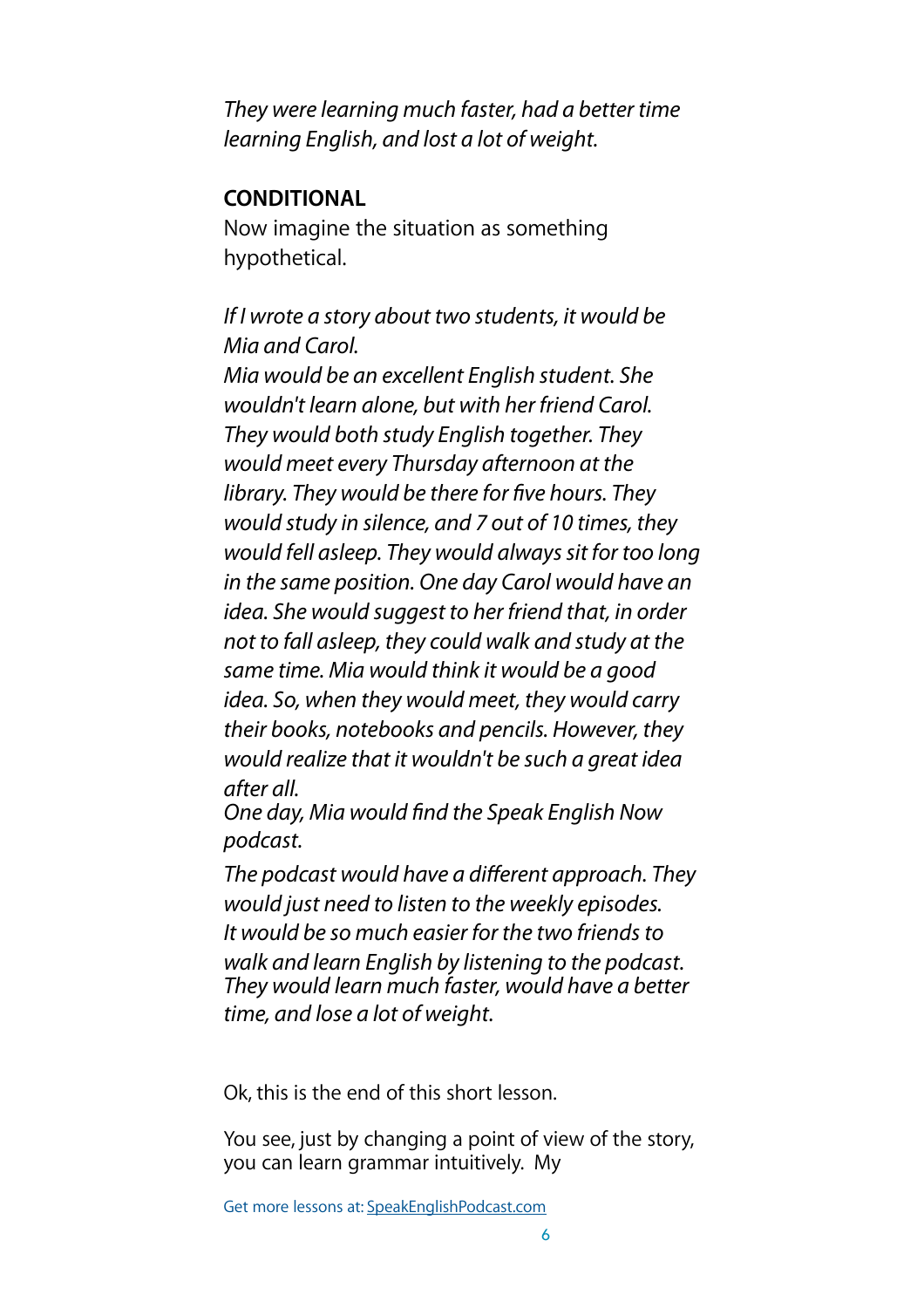*They were learning much faster, had a better time learning English, and lost a lot of weight.*

**CONDITIONAL**

Now imagine the situation as something hypothetical.

*If I wrote a story about two students, it would be Mia and Carol.*
*Mia would be an excellent English student. She wouldn't learn alone, but with her friend Carol. They would both study English together. They would meet every Thursday afternoon at the library. They would be there for five hours. They would study in silence, and 7 out of 10 times, they would fell asleep. They would always sit for too long in the same position. One day Carol would have an idea. She would suggest to her friend that, in order not to fall asleep, they could walk and study at the same time. Mia would think it would be a good idea. So, when they would meet, they would carry their books, notebooks and pencils. However, they would realize that it wouldn't be such a great idea after all.*
*One day, Mia would find the Speak English Now podcast.*

*The podcast would have a different approach. They would just need to listen to the weekly episodes. It would be so much easier for the two friends to walk and learn English by listening to the podcast. They would learn much faster, would have a better time, and lose a lot of weight.*

Ok, this is the end of this short lesson.

You see, just by changing a point of view of the story, you can learn grammar intuitively. My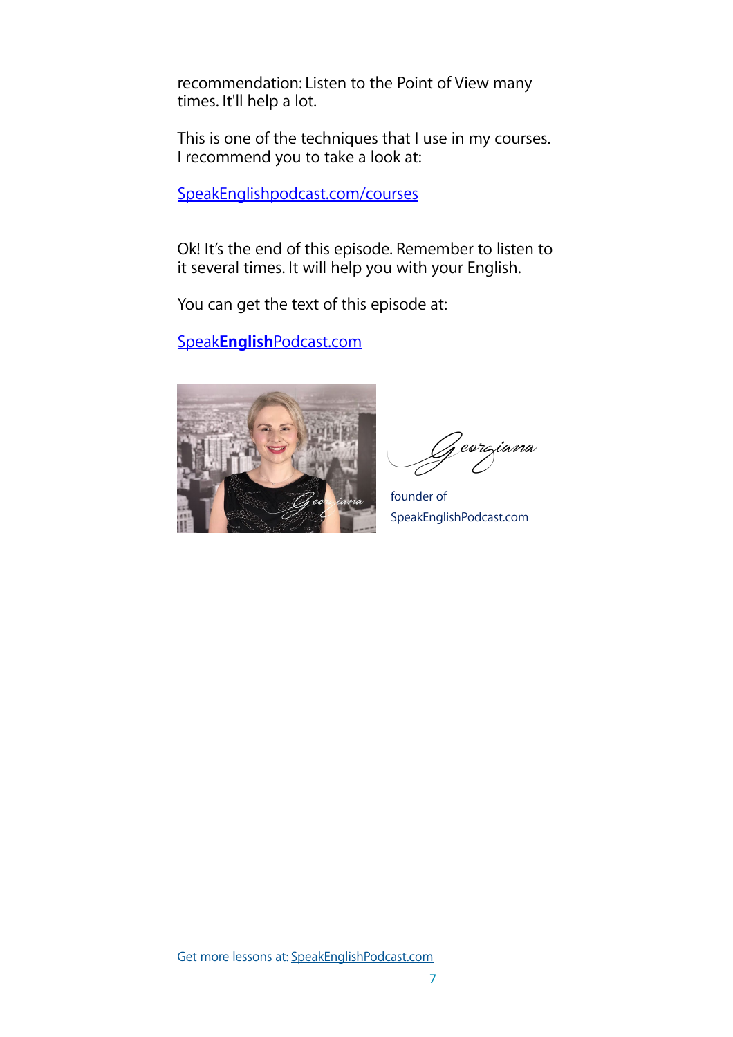recommendation: Listen to the Point of View many times. It'll help a lot.

This is one of the techniques that I use in my courses. I recommend you to take a look at:

SpeakEnglishpodcast.com/courses

Ok! It's the end of this episode. Remember to listen to it several times. It will help you with your English.

You can get the text of this episode at:

Speak**English**Podcast.com

Georgiana

founder of SpeakEnglishPodcast.com